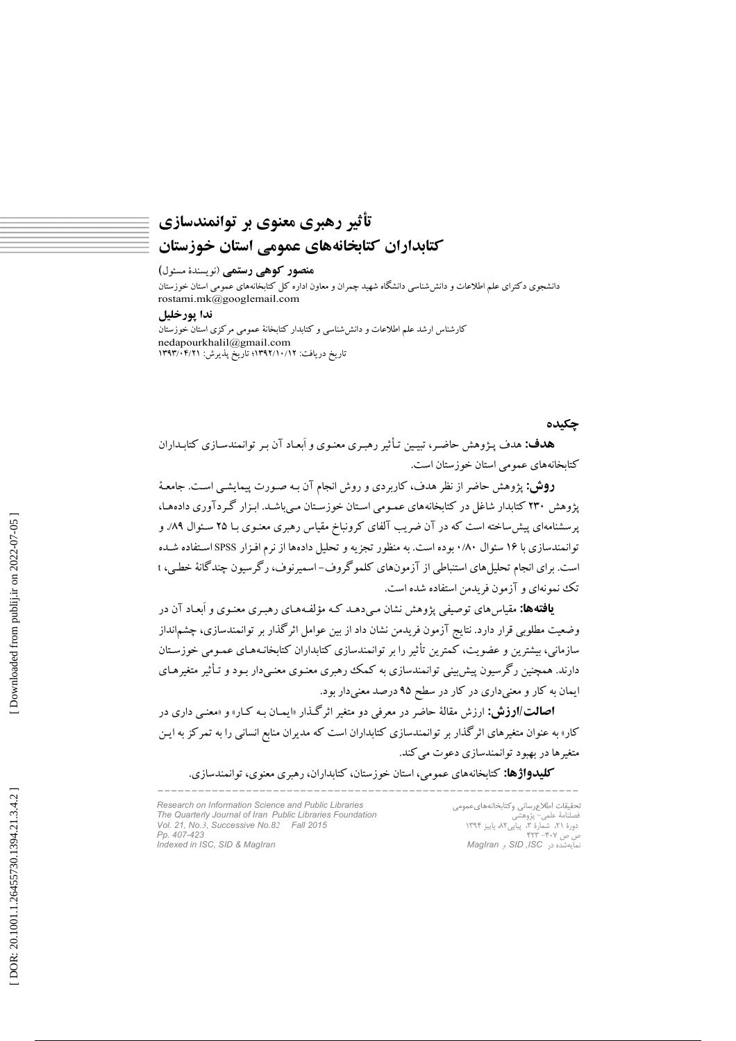# تأثیر رهبری معنوی بر توانمندسازی کتابداران کتابخانه‌های عمومی استان خوزستان

**منصور کوهی رستمی** (نویسندۀ مسئول)

دانشجوی دکترای علم اطلاعات و دانش‌شناسی دانشگاه شهید چمران و معاون اداره کل کتابخانه‌های عمومی استان خوزستان

rostami.mk@googlemail.com

**ندا پورخلیل**

کارشناس ارشد علم اطلاعات و دانش‌شناسی و کتابدار کتابخانۀ عمومی مرکزی استان خوزستان

nedapourkhalil@gmail.com

تاریخ دریافت: ۱۳۹۲/۱۰/۱۲؛ تاریخ پذیرش: ۱۳۹۳/۰۴/۲۱

## چکیده

**هدف:** هدف پژوهش حاضر، تبیین تأثیر رهبری معنوی و اَبعاد آن بر توانمندسازی کتابداران کتابخانه‌های عمومی استان خوزستان است.

**روش:** پژوهش حاضر از نظر هدف، کاربردی و روش انجام آن به صورت پیمایشی است. جامعۀ پژوهش ۲۳۰ کتابدار شاغل در کتابخانه‌های عمومی استان خوزستان می‌باشد. ابزار گردآوری داده‌ها، پرسشنامه‌ای پیش‌ساخته است که در آن ضریب آلفای کرونباخ مقیاس رهبری معنوی با ۲۵ سئوال ۸۹/. و توانمندسازی با ۱۶ سئوال ۰/۸۰ بوده است. به منظور تجزیه و تحلیل داده‌ها از نرم افزار SPSS استفاده شده است. برای انجام تحلیل‌های استنباطی از آزمون‌های کلموگروف- اسمیرنوف، رگرسیون چندگانۀ خطی، t تک نمونه‌ای و آزمون فریدمن استفاده شده است.

**یافته‌ها:** مقیاس‌های توصیفی پژوهش نشان می‌دهد که مؤلفه‌های رهبری معنوی و اَبعاد آن در وضعیت مطلوبی قرار دارد. نتایج آزمون فریدمن نشان داد از بین عوامل اثرگذار بر توانمندسازی، چشم‌انداز سازمانی، بیشترین و عضویت، کمترین تأثیر را بر توانمندسازی کتابداران کتابخانه‌های عمومی خوزستان دارند. همچنین رگرسیون پیش‌بینی توانمندسازی به کمک رهبری معنوی معنی‌دار بود و تأثیر متغیرهای ایمان به کار و معنی‌داری در کار در سطح ۹۵ درصد معنی‌دار بود.

**اصالت/ارزش:** ارزش مقالۀ حاضر در معرفی دو متغیر اثرگذار «ایمان به کار» و «معنی داری در کار» به عنوان متغیرهای اثرگذار بر توانمندسازی کتابداران است که مدیران منابع انسانی را به تمرکز به این متغیرها در بهبود توانمندسازی دعوت می‌کند.

**کلیدواژه‌ها:** کتابخانه‌های عمومی، استان خوزستان، کتابداران، رهبری معنوی، توانمندسازی.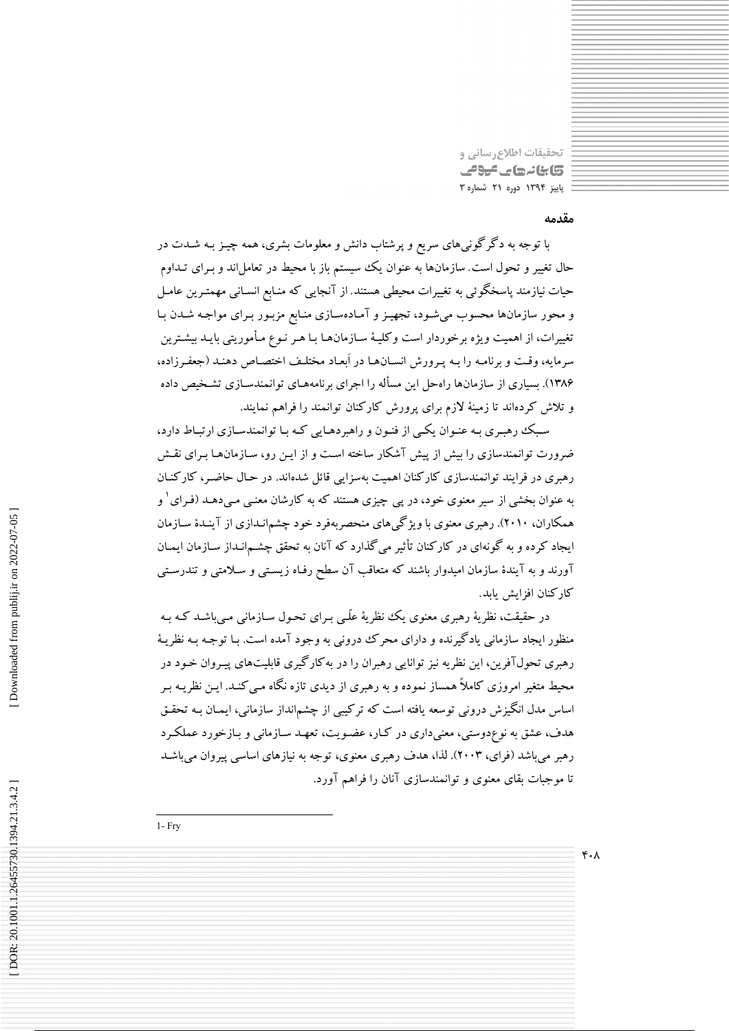## مقدمه

با توجه به دگرگونی‌های سریع و پرشتاب دانش و معلومات بشری، همه چیز به شدت در حال تغییر و تحول است. سازمان‌ها به عنوان یک سیستم باز با محیط در تعامل‌اند و برای تداوم حیات نیازمند پاسخگوئی به تغییرات محیطی هستند. از آنجایی که منابع انسانی مهمترین عامل و محور سازمان‌ها محسوب می‌شود، تجهیز و آماده‌سازی منابع مزبور برای مواجه شدن با تغییرات، از اهمیت ویژه برخوردار است وکلیهٔ سازمان‌ها با هر نوع مأموریتی باید بیشترین سرمایه، وقت و برنامه را به پرورش انسان‌ها در اَبعاد مختلف اختصاص دهند (جعفرزاده، ۱۳۸۶). بسیاری از سازمان‌ها راه‌حل این مسأله را اجرای برنامه‌های توانمندسازی تشخیص داده و تلاش کرده‌اند تا زمینهٔ لازم برای پرورش کارکنان توانمند را فراهم نمایند.

سبک رهبری به عنوان یکی از فنون و راهبردهایی که با توانمندسازی ارتباط دارد، ضرورت توانمندسازی را بیش از پیش آشکار ساخته است و از این رو، سازمان‌ها برای نقش رهبری در فرایند توانمندسازی کارکنان اهمیت به‌سزایی قائل شده‌اند. در حال حاضر، کارکنان به عنوان بخشی از سیر معنوی خود، در پی چیزی هستند که به کارشان معنی می‌دهد (فرای[1] و همکاران، ۲۰۱۰). رهبری معنوی با ویژگی‌های منحصربه‌فرد خود چشم‌اندازی از آیندهٔ سازمان ایجاد کرده و به گونه‌ای در کارکنان تأثیر می‌گذارد که آنان به تحقق چشم‌انداز سازمان ایمان آورند و به آیندهٔ سازمان امیدوار باشند که متعاقب آن سطح رفاه زیستی و سلامتی و تندرستی کارکنان افزایش یابد.

در حقیقت، نظریهٔ رهبری معنوی یک نظریهٔ علّی برای تحول سازمانی می‌باشد که به منظور ایجاد سازمانی یادگیرنده و دارای محرک درونی به وجود آمده است. با توجه به نظریهٔ رهبری تحول‌آفرین، این نظریه نیز توانایی رهبران را در به‌کارگیری قابلیت‌های پیروان خود در محیط متغیر امروزی کاملاً همساز نموده و به رهبری از دیدی تازه نگاه می‌کند. این نظریه بر اساس مدل انگیزش درونی توسعه یافته است که ترکیبی از چشم‌انداز سازمانی، ایمان به تحقق هدف، عشق به نوع‌دوستی، معنی‌داری در کار، عضویت، تعهد سازمانی و بازخورد عملکرد رهبر می‌باشد (فرای، ۲۰۰۳). لذا، هدف رهبری معنوی، توجه به نیازهای اساسی پیروان می‌باشد تا موجبات بقای معنوی و توانمندسازی آنان را فراهم آورد.

---

1- Fry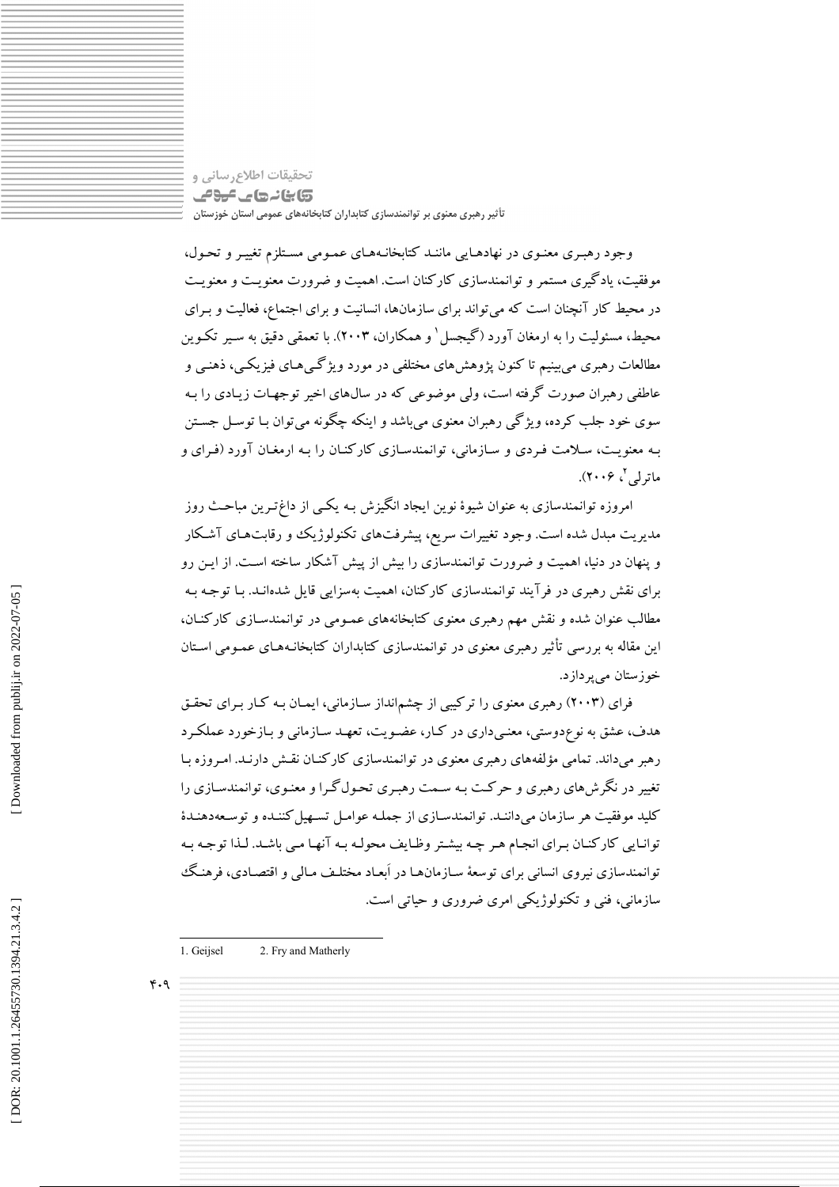وجود رهبری معنوی در نهادهایی مانند کتابخانه‌های عمومی مستلزم تغییر و تحول، موفقیت، یادگیری مستمر و توانمندسازی کارکنان است. اهمیت و ضرورت معنویت و معنویت در محیط کار آنچنان است که می‌تواند برای سازمان‌ها، انسانیت و برای اجتماع، فعالیت و برای محیط، مسئولیت را به ارمغان آورد (گیجسل[1] و همکاران، ۲۰۰۳). با تعمقی دقیق به سیر تکوین مطالعات رهبری می‌بینیم تا کنون پژوهش‌های مختلفی در مورد ویژگی‌های فیزیکی، ذهنی و عاطفی رهبران صورت گرفته است، ولی موضوعی که در سال‌های اخیر توجهات زیادی را به سوی خود جلب کرده، ویژگی رهبران معنوی می‌باشد و اینکه چگونه می‌توان با توسل جستن به معنویت، سلامت فردی و سازمانی، توانمندسازی کارکنان را به ارمغان آورد (فرای و ماترلی[2]، ۲۰۰۶).

امروزه توانمندسازی به عنوان شیوهٔ نوین ایجاد انگیزش به یکی از داغ‌ترین مباحث روز مدیریت مبدل شده است. وجود تغییرات سریع، پیشرفت‌های تکنولوژیک و رقابت‌های آشکار و پنهان در دنیا، اهمیت و ضرورت توانمندسازی را بیش از پیش آشکار ساخته است. از این رو برای نقش رهبری در فرآیند توانمندسازی کارکنان، اهمیت به‌سزایی قایل شده‌اند. با توجه به مطالب عنوان شده و نقش مهم رهبری معنوی کتابخانه‌های عمومی در توانمندسازی کارکنان، این مقاله به بررسی تأثیر رهبری معنوی در توانمندسازی کتابداران کتابخانه‌های عمومی استان خوزستان می‌پردازد.

فرای (۲۰۰۳) رهبری معنوی را ترکیبی از چشم‌انداز سازمانی، ایمان به کار برای تحقق هدف، عشق به نوع‌دوستی، معنی‌داری در کار، عضویت، تعهد سازمانی و بازخورد عملکرد رهبر می‌داند. تمامی مؤلفه‌های رهبری معنوی در توانمندسازی کارکنان نقش دارند. امروزه با تغییر در نگرش‌های رهبری و حرکت به سمت رهبری تحول‌گرا و معنوی، توانمندسازی را کلید موفقیت هر سازمان می‌دانند. توانمندسازی از جمله عوامل تسهیل‌کننده و توسعه‌دهندهٔ توانایی کارکنان برای انجام هر چه بیشتر وظایف محوله به آنها می باشد. لذا توجه به توانمندسازی نیروی انسانی برای توسعهٔ سازمان‌ها در اَبعاد مختلف مالی و اقتصادی، فرهنگ سازمانی، فنی و تکنولوژیکی امری ضروری و حیاتی است.

---

1. Geijsel
2. Fry and Matherly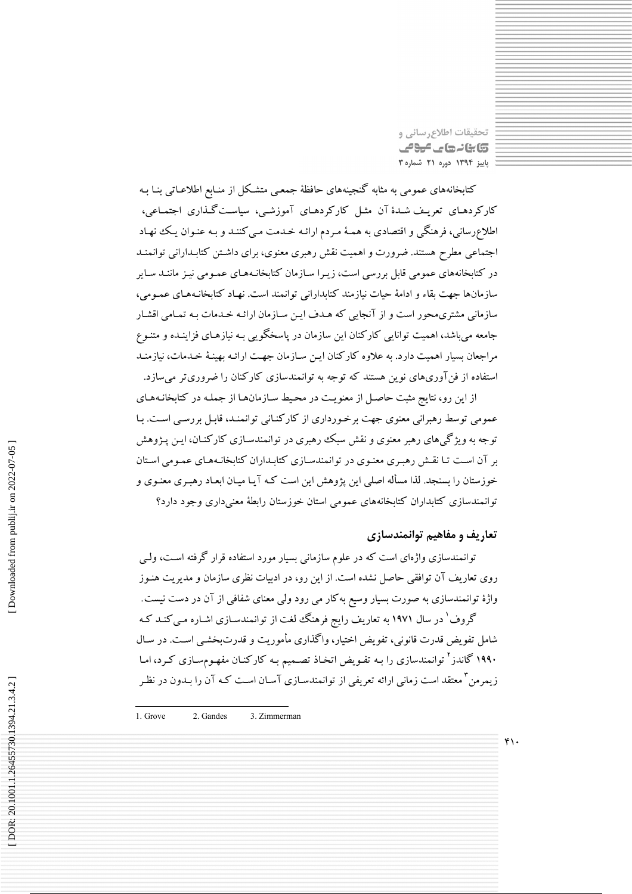کتابخانه‌های عمومی به مثابه گنجینه‌های حافظهٔ جمعی متشکل از منابع اطلاعاتی بنا به کارکردهای تعریف شدهٔ آن مثل کارکردهای آموزشی، سیاست‌گذاری اجتماعی، اطلاع‌رسانی، فرهنگی و اقتصادی به همهٔ مردم ارائه خدمت می‌کنند و به عنوان یک نهاد اجتماعی مطرح هستند. ضرورت و اهمیت نقش رهبری معنوی، برای داشتن کتابدارانی توانمند در کتابخانه‌های عمومی قابل بررسی است، زیرا سازمان کتابخانه‌های عمومی نیز مانند سایر سازمان‌ها جهت بقاء و ادامهٔ حیات نیازمند کتابدارانی توانمند است. نهاد کتابخانه‌های عمومی، سازمانی مشتری‌محور است و از آنجایی که هدف این سازمان ارائه خدمات به تمامی اقشار جامعه می‌باشد، اهمیت توانایی کارکنان این سازمان در پاسخگویی به نیازهای فزاینده و متنوع مراجعان بسیار اهمیت دارد. به علاوه کارکنان این سازمان جهت ارائه بهینهٔ خدمات، نیازمند استفاده از فن‌آوری‌های نوین هستند که توجه به توانمندسازی کارکنان را ضروری‌تر می‌سازد.

از این رو، نتایج مثبت حاصل از معنویت در محیط سازمان‌ها از جمله در کتابخانه‌های عمومی توسط رهبرانی معنوی جهت برخورداری از کارکنانی توانمند، قابل بررسی است. با توجه به ویژگی‌های رهبر معنوی و نقش سبک رهبری در توانمندسازی کارکنان، این پژوهش بر آن است تا نقش رهبری معنوی در توانمندسازی کتابداران کتابخانه‌های عمومی استان خوزستان را بسنجد. لذا مسأله اصلی این پژوهش این است که آیا میان ابعاد رهبری معنوی و توانمندسازی کتابداران کتابخانه‌های عمومی استان خوزستان رابطهٔ معنی‌داری وجود دارد؟

## تعاریف و مفاهیم توانمندسازی

توانمندسازی واژه‌ای است که در علوم سازمانی بسیار مورد استفاده قرار گرفته است، ولی روی تعاریف آن توافقی حاصل نشده است. از این رو، در ادبیات نظری سازمان و مدیریت هنوز واژهٔ توانمندسازی به صورت بسیار وسیع به‌کار می رود ولی معنای شفافی از آن در دست نیست.

گروف[1] در سال ۱۹۷۱ به تعاریف رایج فرهنگ لغت از توانمندسازی اشاره می‌کند که شامل تفویض قدرت قانونی، تفویض اختیار، واگذاری مأموریت و قدرت‌بخشی است. در سال ۱۹۹۰ گاندز[2] توانمندسازی را به تفویض اتخاذ تصمیم به کارکنان مفهوم‌سازی کرد، اما زیمرمن[3] معتقد است زمانی ارائه تعریفی از توانمندسازی آسان است که آن را بدون در نظر

---

1. Grove 2. Gandes 3. Zimmerman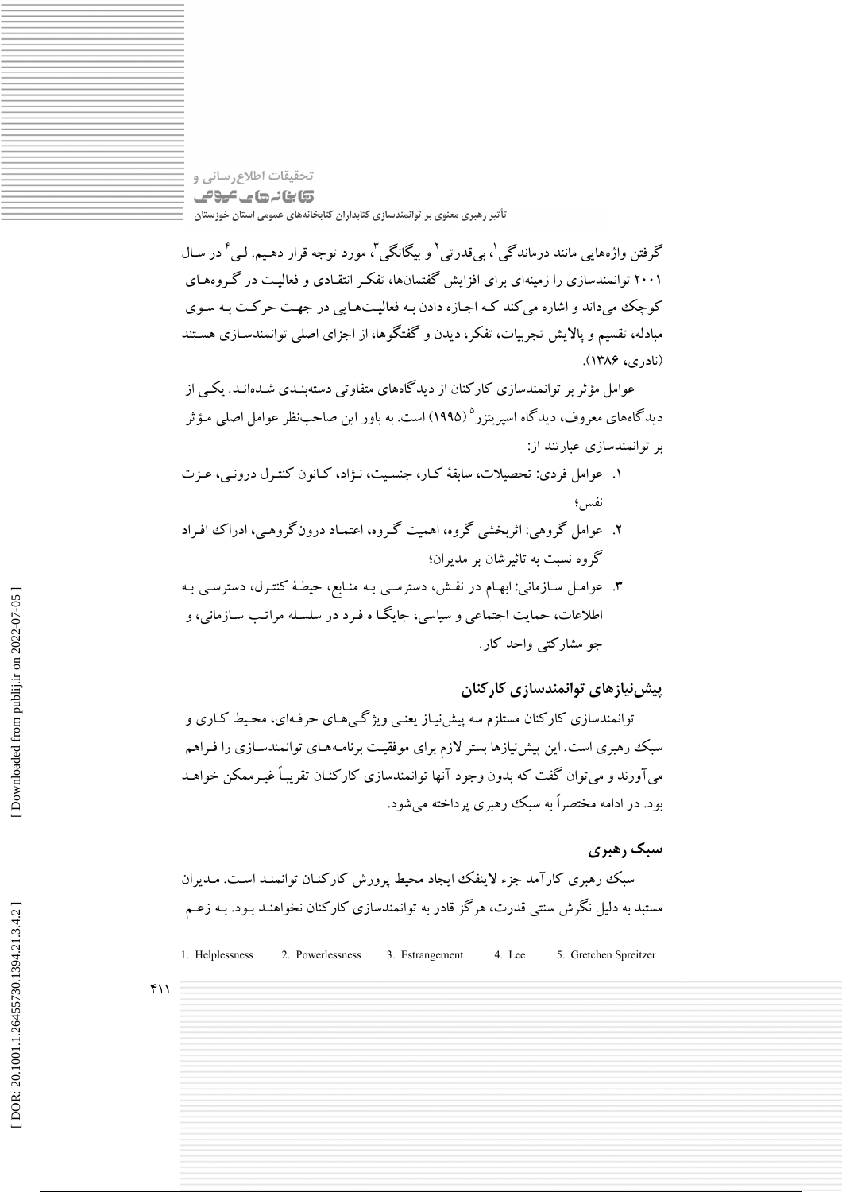گرفتن واژه‌هایی مانند درماندگی[1]، بی‌قدرتی[2] و بیگانگی[3]، مورد توجه قرار دهیم. لی[4] در سال ۲۰۰۱ توانمندسازی را زمینه‌ای برای افزایش گفتمان‌ها، تفکر انتقادی و فعالیت در گروه‌های کوچک می‌داند و اشاره می‌کند که اجازه دادن به فعالیت‌هایی در جهت حرکت به سوی مبادله، تقسیم و پالایش تجربیات، تفکر، دیدن و گفتگوها، از اجزای اصلی توانمندسازی هستند (نادری، ۱۳۸۶).

عوامل مؤثر بر توانمندسازی کارکنان از دیدگاه‌های متفاوتی دسته‌بندی شده‌اند. یکی از دیدگاه‌های معروف، دیدگاه اسپریتزر[5] (۱۹۹۵) است. به باور این صاحب‌نظر عوامل اصلی مؤثر بر توانمندسازی عبارتند از:

۱. عوامل فردی: تحصیلات، سابقهٔ کار، جنسیت، نژاد، کانون کنترل درونی، عزت نفس؛

۲. عوامل گروهی: اثربخشی گروه، اهمیت گروه، اعتماد درون‌گروهی، ادراک افراد گروه نسبت به تاثیرشان بر مدیران؛

۳. عوامل سازمانی: ابهام در نقش، دسترسی به منابع، حیطهٔ کنترل، دسترسی به اطلاعات، حمایت اجتماعی و سیاسی، جایگا ه فرد در سلسله مراتب سازمانی، و جو مشارکتی واحد کار.

## پیش‌نیازهای توانمندسازی کارکنان

توانمندسازی کارکنان مستلزم سه پیش‌نیاز یعنی ویژگی‌های حرفه‌ای، محیط کاری و سبک رهبری است. این پیش‌نیازها بستر لازم برای موفقیت برنامه‌های توانمندسازی را فراهم می‌آورند و می‌توان گفت که بدون وجود آنها توانمندسازی کارکنان تقریباً غیرممکن خواهد بود. در ادامه مختصراً به سبک رهبری پرداخته می‌شود.

## سبک رهبری

سبک رهبری کارآمد جزء لاینفک ایجاد محیط پرورش کارکنان توانمند است. مدیران مستبد به دلیل نگرش سنتی قدرت، هرگز قادر به توانمندسازی کارکنان نخواهند بود. به زعم

---

1. Helplessness
2. Powerlessness
3. Estrangement
4. Lee
5. Gretchen Spreitzer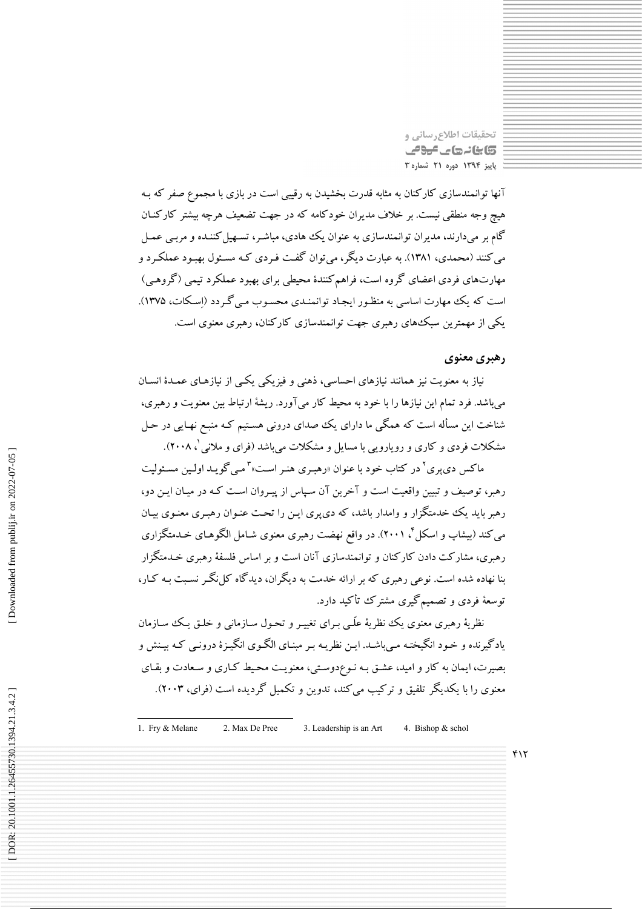آنها توانمندسازی کارکنان به مثابه قدرت بخشیدن به رقیبی است در بازی با مجموع صفر که به هیچ وجه منطقی نیست. بر خلاف مدیران خودکامه که در جهت تضعیف هرچه بیشتر کارکنان گام بر می‌دارند، مدیران توانمندساز به عنوان یک هادی، مباشر، تسهیل‌کننده و مربی عمل می‌کنند (محمدی، ۱۳۸۱). به عبارت دیگر، می‌توان گفت فردی که مسئول بهبود عملکرد و مهارت‌های فردی اعضای گروه است، فراهم‌کنندهٔ محیطی برای بهبود عملکرد تیمی (گروهی) است که یک مهارت اساسی به منظور ایجاد توانمندی محسوب می‌گردد (اِسکات، ۱۳۷۵). یکی از مهمترین سبک‌های رهبری جهت توانمندسازی کارکنان، رهبری معنوی است.

## رهبری معنوی

نیاز به معنویت نیز همانند نیازهای احساسی، ذهنی و فیزیکی یکی از نیازهای عمدهٔ انسان می‌باشد. فرد تمام این نیازها را با خود به محیط کار می‌آورد. ریشهٔ ارتباط بین معنویت و رهبری، شناخت این مسأله است که همگی ما دارای یک صدای درونی هستیم که منبع نهایی در حل مشکلات فردی و کاری و رویارویی با مسایل و مشکلات می‌باشد (فرای و ملانی[1]، ۲۰۰۸).

ماکس دی‌پری[2] در کتاب خود با عنوان «رهبری هنر است»[3] می‌گوید اولین مسئولیت رهبر، توصیف و تبیین واقعیت است و آخرین آن سپاس از پیروان است که در میان این دو، رهبر باید یک خدمتگزار و وامدار باشد، که دی‌پری این را تحت عنوان رهبری معنوی بیان می‌کند (بیشاپ و اسکل[4]، ۲۰۰۱). در واقع نهضت رهبری معنوی شامل الگوهای خدمتگزاری رهبری، مشارکت دادن کارکنان و توانمندسازی آنان است و بر اساس فلسفهٔ رهبری خدمتگزار بنا نهاده شده است. نوعی رهبری که بر ارائه خدمت به دیگران، دیدگاه کل‌نگر نسبت به کار، توسعهٔ فردی و تصمیم‌گیری مشترک تأکید دارد.

نظریهٔ رهبری معنوی یک نظریهٔ علّی برای تغییر و تحول سازمانی و خلق یک سازمان یادگیرنده و خود انگیخته می‌باشد. این نظریه بر مبنای الگوی انگیزهٔ درونی که بینش و بصیرت، ایمان به کار و امید، عشق به نوع‌دوستی، معنویت محیط کاری و سعادت و بقای معنوی را با یکدیگر تلفیق و ترکیب می‌کند، تدوین و تکمیل گردیده است (فرای، ۲۰۰۳).

---

1. Fry & Melane　　2. Max De Pree　　3. Leadership is an Art　　4. Bishop & schol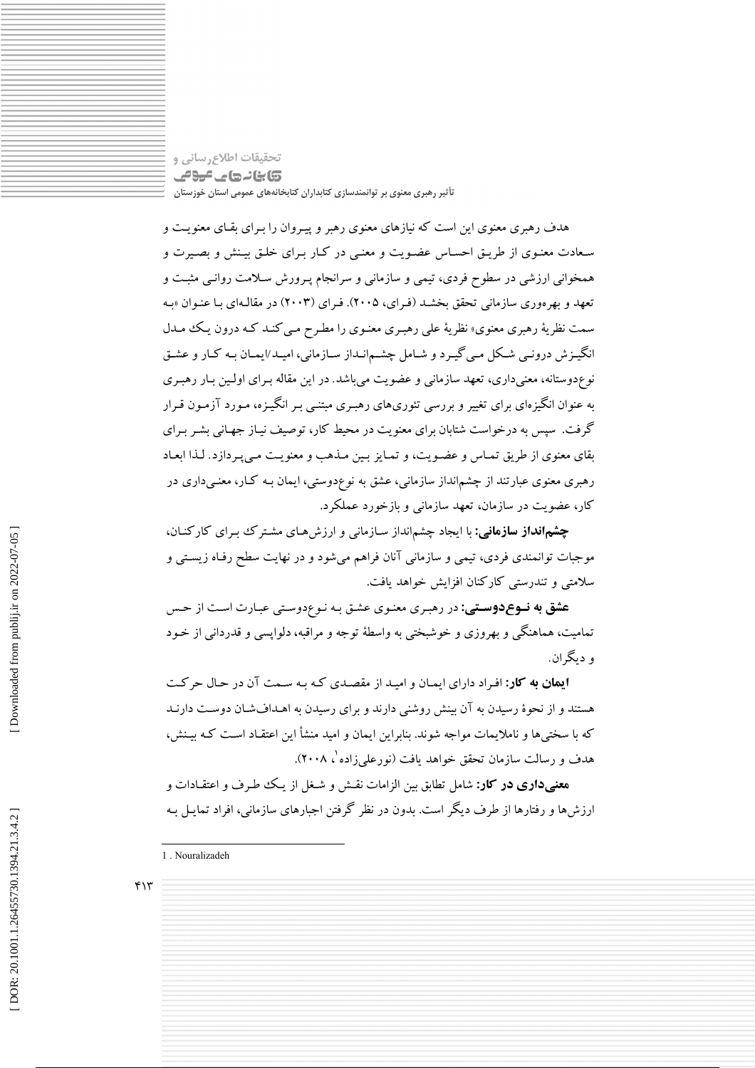هدف رهبری معنوی این است که نیازهای معنوی رهبر و پیروان را برای بقای معنویت و سعادت معنوی از طریق احساس عضویت و معنی در کار برای خلق بینش و بصیرت و همخوانی ارزشی در سطوح فردی، تیمی و سازمانی و سرانجام پرورش سلامت روانی مثبت و تعهد و بهره‌وری سازمانی تحقق بخشد (فرای، ۲۰۰۵). فرای (۲۰۰۳) در مقاله‌ای با عنوان «به سمت نظریهٔ رهبری معنوی» نظریهٔ علی رهبری معنوی را مطرح می‌کند که درون یک مدل انگیزش درونی شکل می‌گیرد و شامل چشم‌انداز سازمانی، امید/ایمان به کار و عشق نوع‌دوستانه، معنی‌داری، تعهد سازمانی و عضویت می‌باشد. در این مقاله برای اولین بار رهبری به عنوان انگیزه‌ای برای تغییر و بررسی تئوری‌های رهبری مبتنی بر انگیزه، مورد آزمون قرار گرفت. سپس به درخواست شتابان برای معنویت در محیط کار، توصیف نیاز جهانی بشر برای بقای معنوی از طریق تماس و عضویت، و تمایز بین مذهب و معنویت می‌پردازد. لذا ابعاد رهبری معنوی عبارتند از چشم‌انداز سازمانی، عشق به نوع‌دوستی، ایمان به کار، معنی‌داری در کار، عضویت در سازمان، تعهد سازمانی و بازخورد عملکرد.

**چشم‌انداز سازمانی:** با ایجاد چشم‌انداز سازمانی و ارزش‌های مشترک برای کارکنان، موجبات توانمندی فردی، تیمی و سازمانی آنان فراهم می‌شود و در نهایت سطح رفاه زیستی و سلامتی و تندرستی کارکنان افزایش خواهد یافت.

**عشق به نوع‌دوستی:** در رهبری معنوی عشق به نوع‌دوستی عبارت است از حس تمامیت، هماهنگی و بهروزی و خوشبختی به واسطهٔ توجه و مراقبه، دلواپسی و قدردانی از خود و دیگران.

**ایمان به کار:** افراد دارای ایمان و امید از مقصدی که به سمت آن در حال حرکت هستند و از نحوهٔ رسیدن به آن بینش روشنی دارند و برای رسیدن به اهداف‌شان دوست دارند که با سختی‌ها و ناملایمات مواجه شوند. بنابراین ایمان و امید منشأ این اعتقاد است که بینش، هدف و رسالت سازمان تحقق خواهد یافت (نورعلی‌زاده[1]، ۲۰۰۸).

**معنی‌داری در کار:** شامل تطابق بین الزامات نقش و شغل از یک طرف و اعتقادات و ارزش‌ها و رفتارها از طرف دیگر است. بدون در نظر گرفتن اجبارهای سازمانی، افراد تمایل به

1 . Nouralizadeh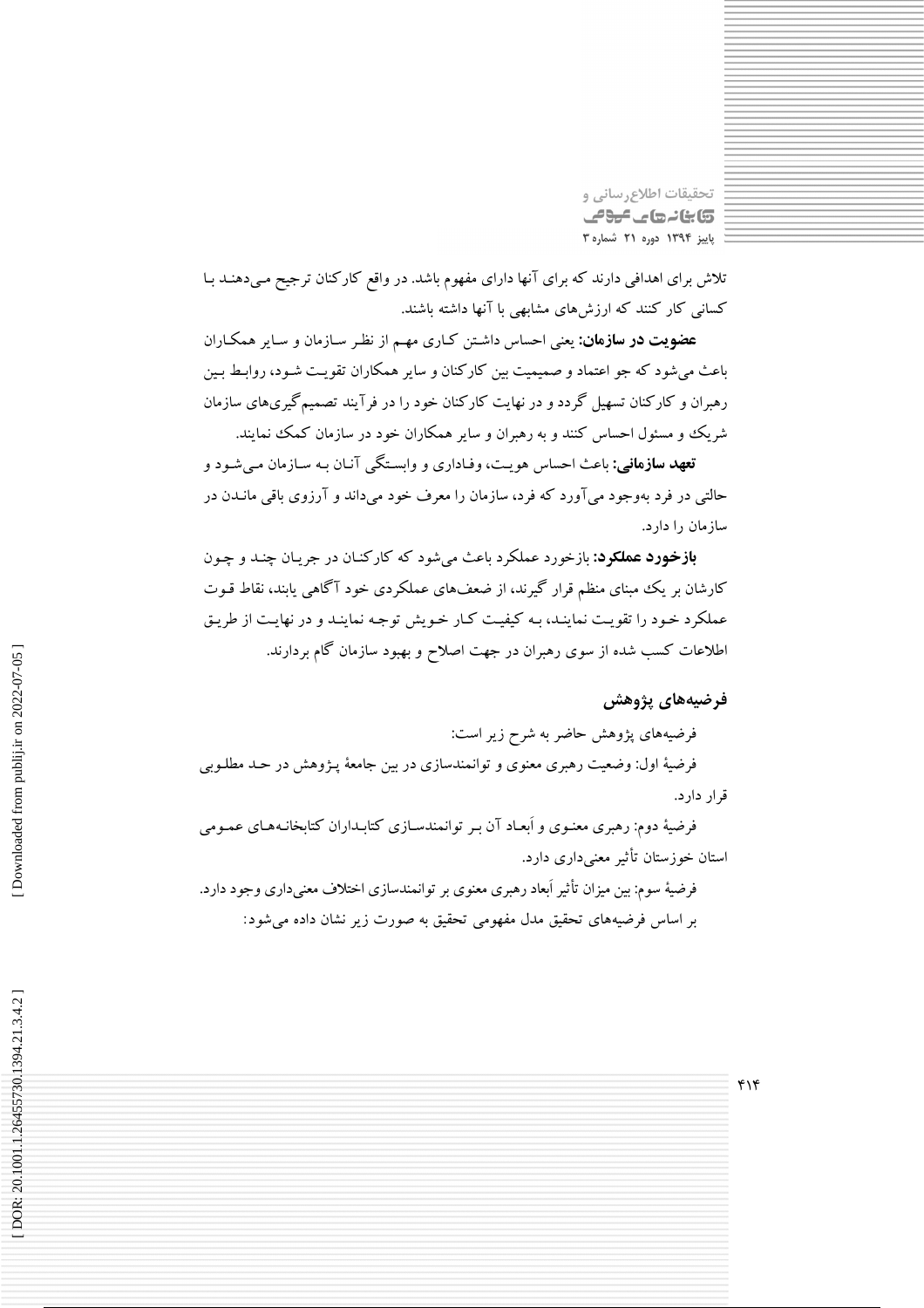تلاش برای اهدافی دارند که برای آنها دارای مفهوم باشد. در واقع کارکنان ترجیح می‌دهند با کسانی کار کنند که ارزش‌های مشابهی با آنها داشته باشند.

**عضویت در سازمان:** یعنی احساس داشتن کاری مهم از نظر سازمان و سایر همکاران باعث می‌شود که جو اعتماد و صمیمیت بین کارکنان و سایر همکاران تقویت شود، روابط بین رهبران و کارکنان تسهیل گردد و در نهایت کارکنان خود را در فرآیند تصمیم‌گیری‌های سازمان شریک و مسئول احساس کنند و به رهبران و سایر همکاران خود در سازمان کمک نمایند.

**تعهد سازمانی:** باعث احساس هویت، وفاداری و وابستگی آنان به سازمان می‌شود و حالتی در فرد به‌وجود می‌آورد که فرد، سازمان را معرف خود می‌داند و آرزوی باقی ماندن در سازمان را دارد.

**بازخورد عملکرد:** بازخورد عملکرد باعث می‌شود که کارکنان در جریان چند و چون کارشان بر یک مبنای منظم قرار گیرند، از ضعف‌های عملکردی خود آگاهی یابند، نقاط قوت عملکرد خود را تقویت نمایند، به کیفیت کار خویش توجه نمایند و در نهایت از طریق اطلاعات کسب شده از سوی رهبران در جهت اصلاح و بهبود سازمان گام بردارند.

## فرضیه‌های پژوهش

فرضیه‌های پژوهش حاضر به شرح زیر است:

فرضیهٔ اول: وضعیت رهبری معنوی و توانمندسازی در بین جامعهٔ پژوهش در حد مطلوبی قرار دارد.

فرضیهٔ دوم: رهبری معنوی و اَبعاد آن بر توانمندسازی کتابداران کتابخانه‌های عمومی استان خوزستان تأثیر معنی‌داری دارد.

فرضیهٔ سوم: بین میزان تأثیر اَبعاد رهبری معنوی بر توانمندسازی اختلاف معنی‌داری وجود دارد.

بر اساس فرضیه‌های تحقیق مدل مفهومی تحقیق به صورت زیر نشان داده می‌شود: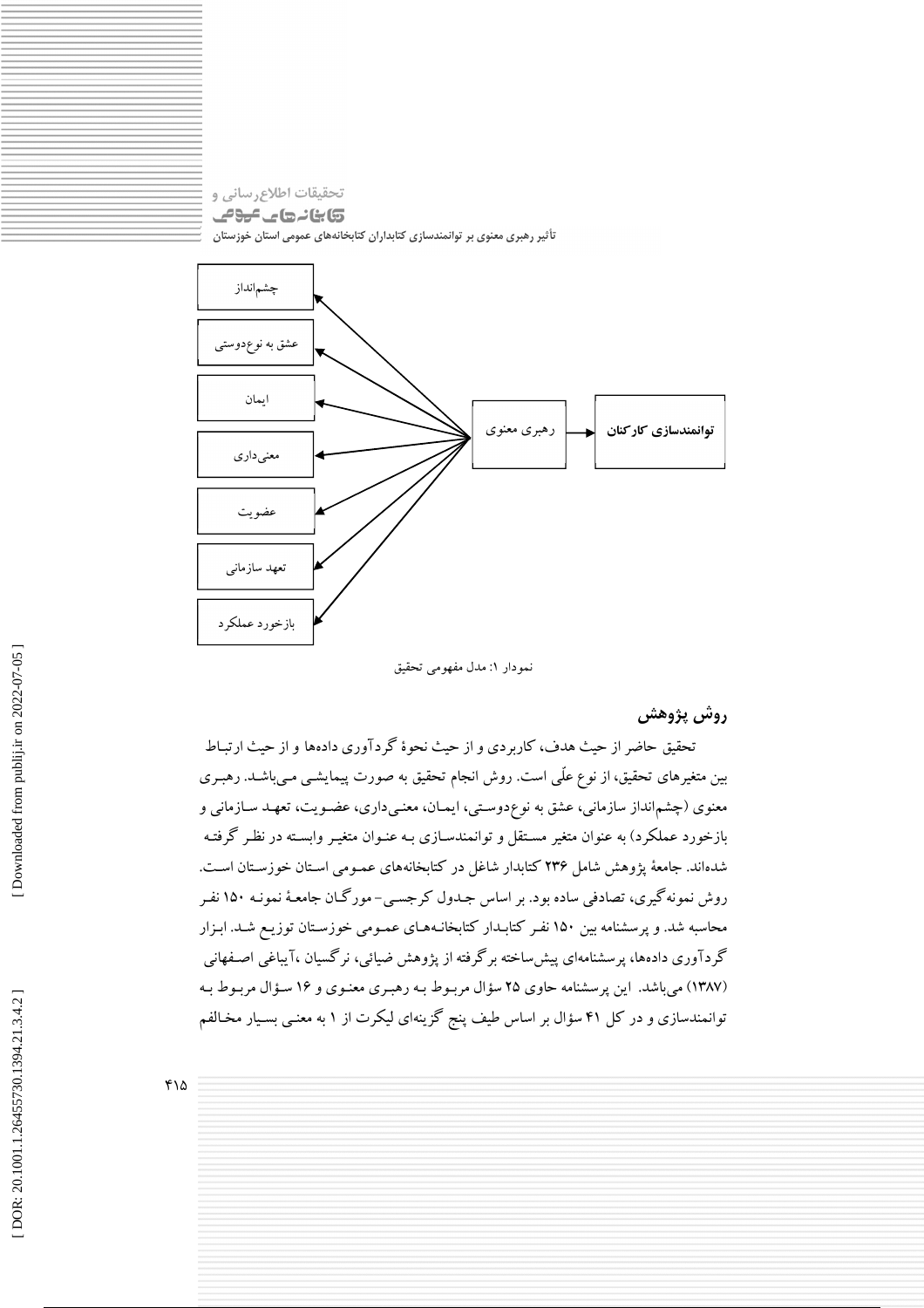چشم‌انداز

عشق به نوع‌دوستی

ایمان

معنی‌داری

عضویت

تعهد سازمانی

بازخورد عملکرد

رهبری معنوی ← **توانمندسازی کارکنان**

نمودار ۱: مدل مفهومی تحقیق

## روش پژوهش

تحقیق حاضر از حیث هدف، کاربردی و از حیث نحوهٔ گردآوری داده‌ها و از حیث ارتباط بین متغیرهای تحقیق، از نوع علّی است. روش انجام تحقیق به صورت پیمایشی می‌باشد. رهبری معنوی (چشم‌انداز سازمانی، عشق به نوع‌دوستی، ایمان، معنی‌داری، عضویت، تعهد سازمانی و بازخورد عملکرد) به عنوان متغیر مستقل و توانمندسازی به عنوان متغیر وابسته در نظر گرفته شده‌اند. جامعهٔ پژوهش شامل ۲۳۶ کتابدار شاغل در کتابخانه‌های عمومی استان خوزستان است. روش نمونه‌گیری، تصادفی ساده بود. بر اساس جدول کرجسی- مورگان جامعهٔ نمونه ۱۵۰ نفر محاسبه شد. و پرسشنامه بین ۱۵۰ نفر کتابدار کتابخانه‌های عمومی خوزستان توزیع شد. ابزار گردآوری داده‌ها، پرسشنامه‌ای پیش‌ساخته برگرفته از پژوهش ضیائی، نرگسیان ،آیباغی اصفهانی (۱۳۸۷) می‌باشد. این پرسشنامه حاوی ۲۵ سؤال مربوط به رهبری معنوی و ۱۶ سؤال مربوط به توانمندسازی و در کل ۴۱ سؤال بر اساس طیف پنج گزینه‌ای لیکرت از ۱ به معنی بسیار مخالفم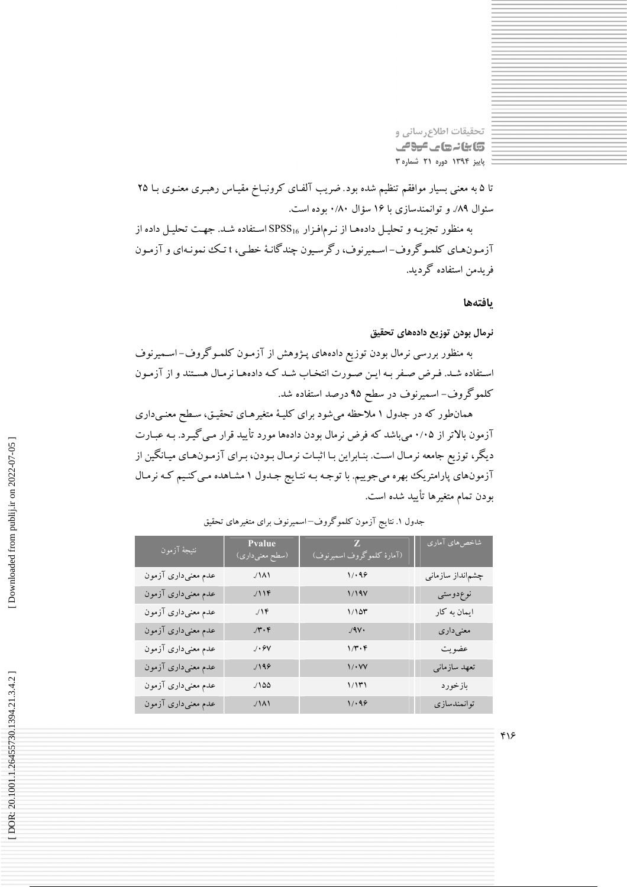تا ۵ به معنی بسیار موافقم تنظیم شده بود. ضریب آلفای کرونباخ مقیاس رهبری معنوی با ۲۵ سئوال ۸۹٪ و توانمندسازی با ۱۶ سؤال ۰/۸۰ بوده است.

به منظور تجزیه و تحلیل داده‌ها از نرم‌افزار $SPSS_{16}$ استفاده شد. جهت تحلیل داده از آزمون‌های کلموگروف- اسمیرنوف، رگرسیون چندگانهٔ خطی، t تک نمونه‌ای و آزمون فریدمن استفاده گردید.

## یافته‌ها

### نرمال بودن توزیع داده‌های تحقیق

به منظور بررسی نرمال بودن توزیع داده‌های پژوهش از آزمون کلموگروف- اسمیرنوف استفاده شد. فرض صفر به این صورت انتخاب شد که داده‌ها نرمال هستند و از آزمون کلموگروف- اسمیرنوف در سطح ۹۵ درصد استفاده شد.

همان‌طور که در جدول ۱ ملاحظه می‌شود برای کلیهٔ متغیرهای تحقیق، سطح معنی‌داری آزمون بالاتر از ۰/۰۵ می‌باشد که فرض نرمال بودن داده‌ها مورد تأیید قرار می‌گیرد. به عبارت دیگر، توزیع جامعه نرمال است. بنابراین با اثبات نرمال بودن، برای آزمون‌های میانگین از آزمون‌های پارامتریک بهره می‌جوییم. با توجه به نتایج جدول ۱ مشاهده می‌کنیم که نرمال بودن تمام متغیرها تأیید شده است.

جدول ۱. نتایج آزمون کلموگروف–اسمیرنوف برای متغیرهای تحقیق

| شاخص‌های آماری | Z (آمارهٔ کلموگروف اسمیرنوف) | Pvalue (سطح معنی‌داری) | نتیجهٔ آزمون |
|---|---|---|---|
| چشم‌انداز سازمانی | ۱/۰۹۶ | ۱۸۱٪ | عدم معنی‌داری آزمون |
| نوع‌دوستی | ۱/۱۹۷ | ۱۱۴٪ | عدم معنی‌داری آزمون |
| ایمان به کار | ۱/۱۵۳ | ۱۴٪ | عدم معنی‌داری آزمون |
| معنی‌داری | ۹۷۰٪ | ۳۰۴٪ | عدم معنی‌داری آزمون |
| عضویت | ۱/۳۰۴ | ۰۶۷٪ | عدم معنی‌داری آزمون |
| تعهد سازمانی | ۱/۰۷۷ | ۱۹۶٪ | عدم معنی‌داری آزمون |
| بازخورد | ۱/۱۳۱ | ۱۵۵٪ | عدم معنی‌داری آزمون |
| توانمندسازی | ۱/۰۹۶ | ۱۸۱٪ | عدم معنی‌داری آزمون |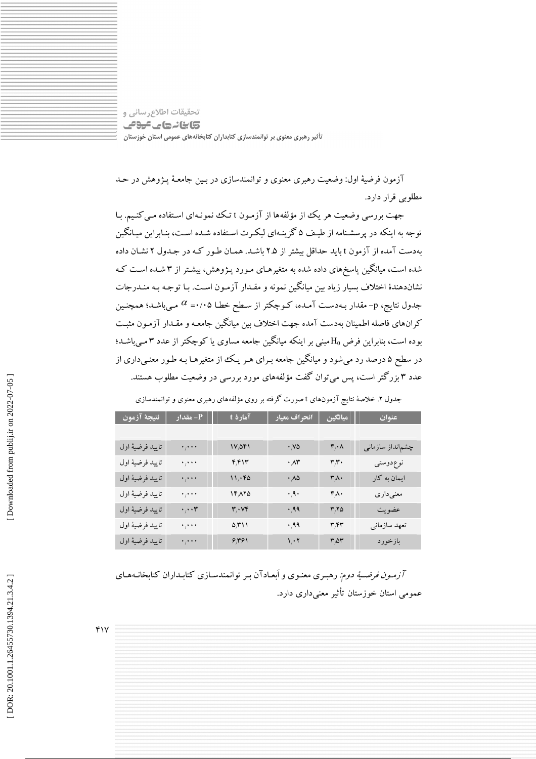آزمون فرضیهٔ اول: وضعیت رهبری معنوی و توانمندسازی در بین جامعهٔ پژوهش در حد مطلوبی قرار دارد.

جهت بررسی وضعیت هر یک از مؤلفه‌ها از آزمون t تک نمونه‌ای استفاده می‌کنیم. با توجه به اینکه در پرسشنامه از طیف ۵ گزینه‌ای لیکرت استفاده شده است، بنابراین میانگین به‌دست آمده از آزمون t باید حداقل بیشتر از ۲.۵ باشد. همان طور که در جدول ۲ نشان داده شده است، میانگین پاسخ‌های داده شده به متغیرهای مورد پژوهش، بیشتر از ۳ شده است که نشان‌دهندهٔ اختلاف بسیار زیاد بین میانگین نمونه و مقدار آزمون است. با توجه به مندرجات جدول نتایج، p- مقدار به‌دست آمده، کوچکتر از سطح خطا ۰/۰۵ = $\alpha$ می‌باشد؛ همچنین کران‌های فاصله اطمینان به‌دست آمده جهت اختلاف بین میانگین جامعه و مقدار آزمون مثبت بوده است، بنابراین فرض $H_0$ مبنی بر اینکه میانگین جامعه مساوی یا کوچکتر از عدد ۳ می‌باشد؛ در سطح ۵ درصد رد می‌شود و میانگین جامعه برای هر یک از متغیرها به طور معنی‌داری از عدد ۳ بزرگتر است، پس می‌توان گفت مؤلفه‌های مورد بررسی در وضعیت مطلوب هستند.

جدول ۲. خلاصهٔ نتایج آزمون‌های t صورت گرفته بر روی مؤلفه‌های رهبری معنوی و توانمندسازی

| عنوان | میانگین | انحراف معیار | آمارهٔ t | P- مقدار | نتیجهٔ آزمون |
|---|---|---|---|---|---|
| چشم‌انداز سازمانی | ۴/۰۸ | ۰/۷۵ | ۱۷/۵۴۱ | ۰/۰۰۰ | تایید فرضیهٔ اول |
| نوع‌دوستی | ۳/۳۰ | ۰/۸۳ | ۴/۴۱۳ | ۰/۰۰۰ | تایید فرضیهٔ اول |
| ایمان به کار | ۳/۸۰ | ۰/۸۵ | ۱۱/۰۴۵ | ۰/۰۰۰ | تایید فرضیهٔ اول |
| معنی‌داری | ۴/۸۰ | ۰/۹۰ | ۱۴/۸۲۵ | ۰/۰۰۰ | تایید فرضیهٔ اول |
| عضویت | ۳/۲۵ | ۰/۹۹ | ۳/۰۷۴ | ۰/۰۰۳ | تایید فرضیهٔ اول |
| تعهد سازمانی | ۳/۴۳ | ۰/۹۹ | ۵/۳۱۱ | ۰/۰۰۰ | تایید فرضیهٔ اول |
| بازخورد | ۳/۵۳ | ۱/۰۲ | ۶/۳۶۱ | ۰/۰۰۰ | تایید فرضیهٔ اول |

*آزمون فرضیهٔ دوم:* رهبری معنوی و اَبعادآن بر توانمندسازی کتابداران کتابخانه‌های عمومی استان خوزستان تأثیر معنی‌داری دارد.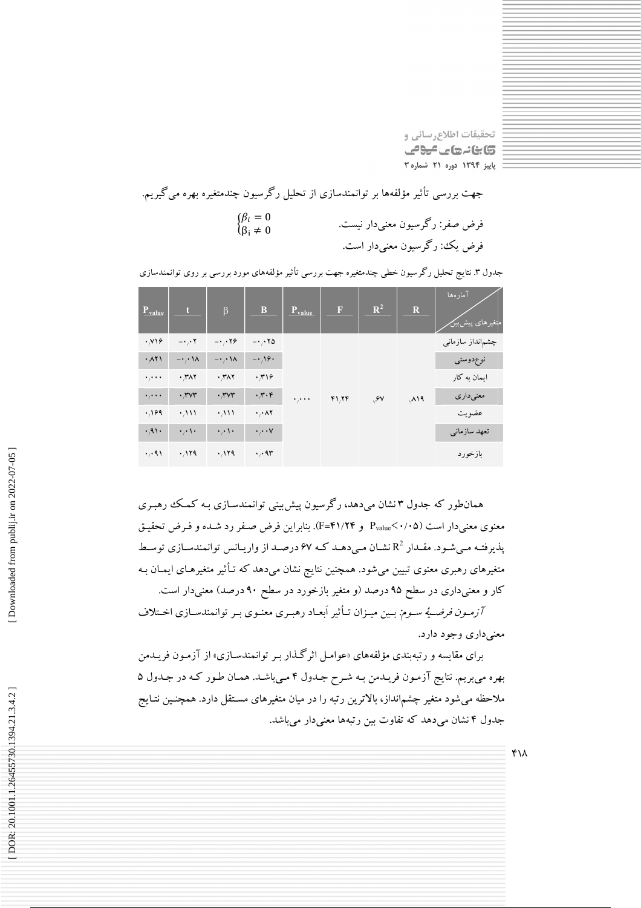جهت بررسی تأثیر مؤلفه‌ها بر توانمندسازی از تحلیل رگرسیون چندمتغیره بهره می‌گیریم.

فرض صفر: رگرسیون معنی‌دار نیست. $\beta_i = 0$

فرض یک: رگرسیون معنی‌دار است. $\beta_i \neq 0$

جدول ۳. نتایج تحلیل رگرسیون خطی چندمتغیره جهت بررسی تأثیر مؤلفه‌های مورد بررسی بر روی توانمندسازی

| آماره‌ها / متغیرهای پیش‌بین | R | $R^2$ | F | $P_{value}$ | B | β | t | $P_{value}$ |
|---|---|---|---|---|---|---|---|---|
| چشم‌انداز سازمانی | ۰/۸۱۹ | ۰/۶۷ | ۴۱/۲۴ | ۰/۰۰۰ | -۰/۰۲۵ | -۰/۰۲۶ | -۰/۰۲ | ۰/۷۱۶ |
| نوع‌دوستی | | | | | -۰/۱۶۰ | -۰/۰۱۸ | -۰/۰۱۸ | ۰/۸۲۱ |
| ایمان به کار | | | | | ۰/۳۱۶ | ۰/۳۸۲ | ۰/۳۸۲ | ۰/۰۰۰ |
| معنی‌داری | | | | | ۰/۳۰۴ | ۰/۳۷۳ | ۰/۳۷۳ | ۰/۰۰۰ |
| عضویت | | | | | ۰/۰۸۲ | ۰/۱۱۱ | ۰/۱۱۱ | ۰/۱۶۹ |
| تعهد سازمانی | | | | | ۰/۰۰۷ | ۰/۰۱۰ | ۰/۰۱۰ | ۰/۹۱۰ |
| بازخورد | | | | | ۰/۰۹۳ | ۰/۱۲۹ | ۰/۱۲۹ | ۰/۰۹۱ |

همان‌طور که جدول ۳ نشان می‌دهد، رگرسیون پیش‌بینی توانمندسازی به کمک رهبری معنوی معنی‌دار است ($P_{value}$<۰/۰۵ و F=۴۱/۲۴). بنابراین فرض صفر رد شده و فرض تحقیق پذیرفته می‌شود. مقدار $R^2$ نشان می‌دهد که ۶۷ درصد از واریانس توانمندسازی توسط متغیرهای رهبری معنوی تبیین می‌شود. همچنین نتایج نشان می‌دهد که تأثیر متغیرهای ایمان به کار و معنی‌داری در سطح ۹۵ درصد (و متغیر بازخورد در سطح ۹۰ درصد) معنی‌دار است.

*آزمون فرضیهٔ سوم:* بین میزان تأثیر اَبعاد رهبری معنوی بر توانمندسازی اختلاف معنی‌داری وجود دارد.

برای مقایسه و رتبه‌بندی مؤلفه‌های «عوامل اثرگذار بر توانمندسازی» از آزمون فریدمن بهره می‌بریم. نتایج آزمون فریدمن به شرح جدول ۴ می‌باشد. همان طور که در جدول ۵ ملاحظه می‌شود متغیر چشم‌انداز، بالاترین رتبه را در میان متغیرهای مستقل دارد. همچنین نتایج جدول ۴ نشان می‌دهد که تفاوت بین رتبه‌ها معنی‌دار می‌باشد.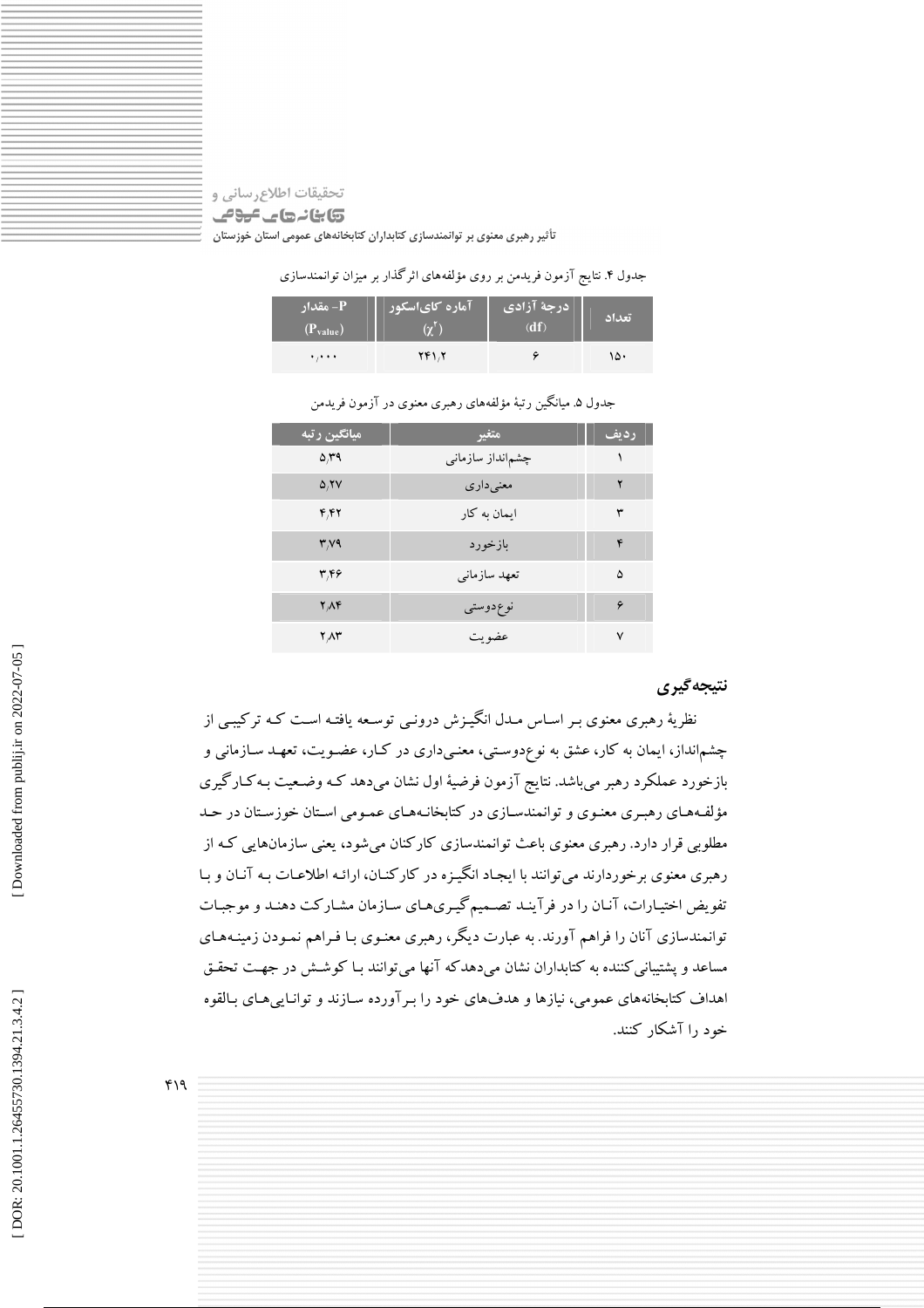جدول ۴. نتایج آزمون فریدمن بر روی مؤلفه‌های اثرگذار بر میزان توانمندسازی

| تعداد | درجهٔ آزادی (df) | آماره کای‌اسکور ($\chi^2$) | P- مقدار ($P_{value}$) |
|---|---|---|---|
| ۱۵۰ | ۶ | ۲۴۱/۲ | ۰/۰۰۰ |

جدول ۵. میانگین رتبهٔ مؤلفه‌های رهبری معنوی در آزمون فریدمن

| ردیف | متغیر | میانگین رتبه |
|---|---|---|
| ۱ | چشم‌انداز سازمانی | ۵/۳۹ |
| ۲ | معنی‌داری | ۵/۲۷ |
| ۳ | ایمان به کار | ۴/۴۲ |
| ۴ | بازخورد | ۳/۷۹ |
| ۵ | تعهد سازمانی | ۳/۴۶ |
| ۶ | نوع‌دوستی | ۲/۸۴ |
| ۷ | عضویت | ۲/۸۳ |

## نتیجه‌گیری

نظریهٔ رهبری معنوی بر اساس مدل انگیزش درونی توسعه یافته است که ترکیبی از چشم‌انداز، ایمان به کار، عشق به نوع‌دوستی، معنی‌داری در کار، عضویت، تعهد سازمانی و بازخورد عملکرد رهبر می‌باشد. نتایج آزمون فرضیهٔ اول نشان می‌دهد که وضعیت به‌کارگیری مؤلفه‌های رهبری معنوی و توانمندسازی در کتابخانه‌های عمومی استان خوزستان در حد مطلوبی قرار دارد. رهبری معنوی باعث توانمندسازی کارکنان می‌شود، یعنی سازمان‌هایی که از رهبری معنوی برخوردارند می‌توانند با ایجاد انگیزه در کارکنان، ارائه اطلاعات به آنان و با تفویض اختیارات، آنان را در فرآیند تصمیم‌گیری‌های سازمان مشارکت دهند و موجبات توانمندسازی آنان را فراهم آورند. به عبارت دیگر، رهبری معنوی با فراهم نمودن زمینه‌های مساعد و پشتیبانی‌کننده به کتابداران نشان می‌دهدکه آنها می‌توانند با کوشش در جهت تحقق اهداف کتابخانه‌های عمومی، نیازها و هدف‌های خود را برآورده سازند و توانایی‌های بالقوه خود را آشکار کنند.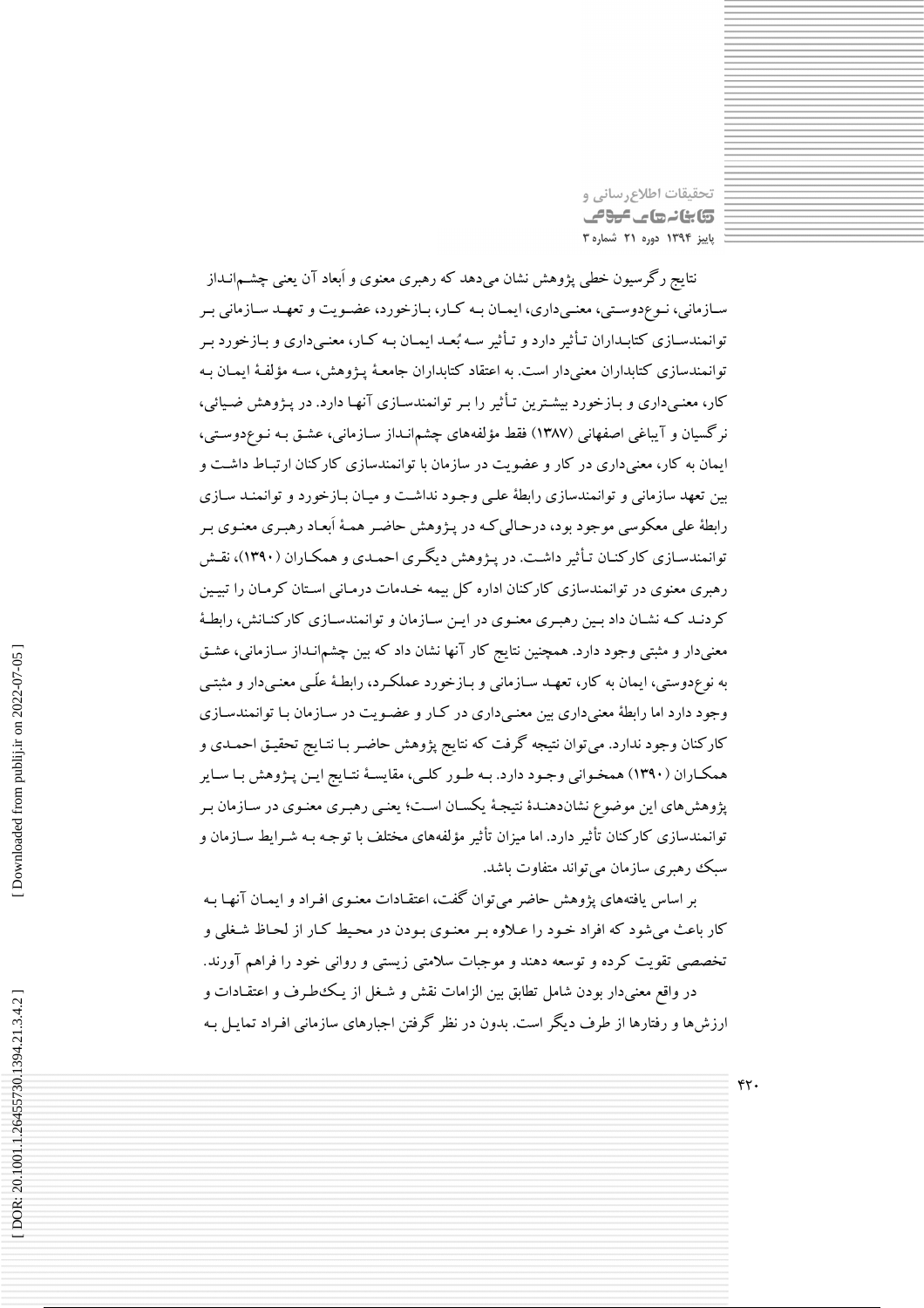نتایج رگرسیون خطی پژوهش نشان می‌دهد که رهبری معنوی و اَبعاد آن یعنی چشم‌انداز سازمانی، نوع‌دوستی، معنی‌داری، ایمان به کار، بازخورد، عضویت و تعهد سازمانی بر توانمندسازی کتابداران تأثیر دارد و تأثیر سه بُعد ایمان به کار، معنی‌داری و بازخورد بر توانمندسازی کتابداران معنی‌دار است. به اعتقاد کتابداران جامعهٔ پژوهش، سه مؤلفهٔ ایمان به کار، معنی‌داری و بازخورد بیشترین تأثیر را بر توانمندسازی آنها دارد. در پژوهش ضیائی، نرگسیان و آیباغی اصفهانی (۱۳۸۷) فقط مؤلفه‌های چشم‌انداز سازمانی، عشق به نوع‌دوستی، ایمان به کار، معنی‌داری در کار و عضویت در سازمان با توانمندسازی کارکنان ارتباط داشت و بین تعهد سازمانی و توانمندسازی رابطهٔ علی وجود نداشت و میان بازخورد و توانمندسازی رابطهٔ علی معکوسی موجود بود، درحالی‌که در پژوهش حاضر همهٔ اَبعاد رهبری معنوی بر توانمندسازی کارکنان تأثیر داشت. در پژوهش دیگری احمدی و همکاران (۱۳۹۰)، نقش رهبری معنوی در توانمندسازی کارکنان اداره کل بیمه خدمات درمانی استان کرمان را تبیین کردند که نشان داد بین رهبری معنوی در این سازمان و توانمندسازی کارکنانش، رابطهٔ معنی‌دار و مثبتی وجود دارد. همچنین نتایج کار آنها نشان داد که بین چشم‌انداز سازمانی، عشق به نوع‌دوستی، ایمان به کار، تعهد سازمانی و بازخورد عملکرد، رابطهٔ علّی معنی‌دار و مثبتی وجود دارد اما رابطهٔ معنی‌داری بین معنی‌داری در کار و عضویت در سازمان با توانمندسازی کارکنان وجود ندارد. می‌توان نتیجه گرفت که نتایج پژوهش حاضر با نتایج تحقیق احمدی و همکاران (۱۳۹۰) همخوانی وجود دارد. به طور کلی، مقایسهٔ نتایج این پژوهش با سایر پژوهش‌های این موضوع نشان‌دهندهٔ نتیجهٔ یکسان است؛ یعنی رهبری معنوی در سازمان بر توانمندسازی کارکنان تأثیر دارد. اما میزان تأثیر مؤلفه‌های مختلف با توجه به شرایط سازمان و سبک رهبری سازمان می‌تواند متفاوت باشد.

بر اساس یافته‌های پژوهش حاضر می‌توان گفت، اعتقادات معنوی افراد و ایمان آنها به کار باعث می‌شود که افراد خود را علاوه بر معنوی بودن در محیط کار از لحاظ شغلی و تخصصی تقویت کرده و توسعه دهند و موجبات سلامتی زیستی و روانی خود را فراهم آورند.

در واقع معنی‌دار بودن شامل تطابق بین الزامات نقش و شغل از یک‌طرف و اعتقادات و ارزش‌ها و رفتارها از طرف دیگر است. بدون در نظر گرفتن اجبارهای سازمانی افراد تمایل به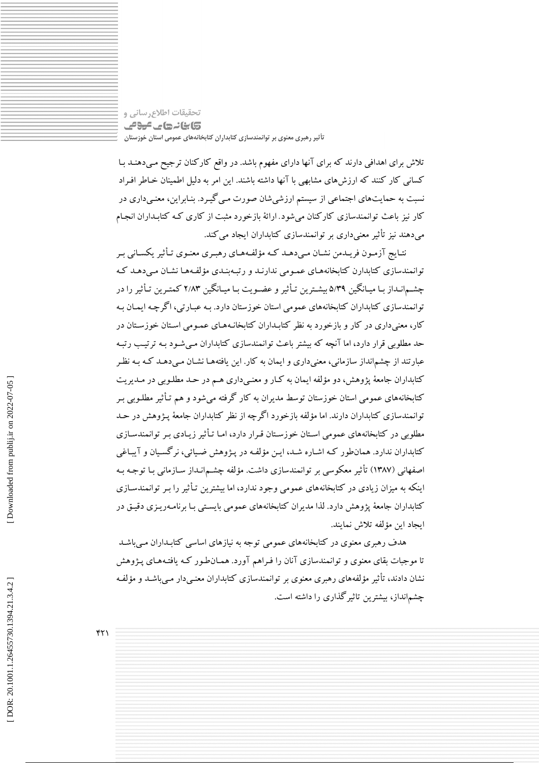تلاش برای اهدافی دارند که برای آنها دارای مفهوم باشد. در واقع کارکنان ترجیح می‌دهند با کسانی کار کنند که ارزش‌های مشابهی با آنها داشته باشند. این امر به دلیل اطمینان خاطر افراد نسبت به حمایت‌های اجتماعی از سیستم ارزشی‌شان صورت می‌گیرد. بنابراین، معنی‌داری در کار نیز باعث توانمندسازی کارکنان می‌شود. ارائهٔ بازخورد مثبت از کاری که کتابداران انجام می‌دهند نیز تأثیر معنی‌داری بر توانمندسازی کتابداران ایجاد می‌کند.

نتایج آزمون فریدمن نشان می‌دهد که مؤلفه‌های رهبری معنوی تأثیر یکسانی بر توانمندسازی کتابدارن کتابخانه‌های عمومی ندارند و رتبه‌بندی مؤلفه‌ها نشان می‌دهد که چشم‌انداز با میانگین ۵/۳۹ بیشترین تأثیر و عضویت با میانگین ۲/۸۳ کمترین تأثیر را در توانمندسازی کتابداران کتابخانه‌های عمومی استان خوزستان دارد. به عبارتی، اگرچه ایمان به کار، معنی‌داری در کار و بازخورد به نظر کتابداران کتابخانه‌های عمومی استان خوزستان در حد مطلوبی قرار دارد، اما آنچه که بیشتر باعث توانمندسازی کتابداران می‌شود به ترتیب رتبه عبارتند از چشم‌انداز سازمانی، معنی‌داری و ایمان به کار. این یافته‌ها نشان می‌دهد که به نظر کتابداران جامعهٔ پژوهش، دو مؤلفه ایمان به کار و معنی‌داری هم در حد مطلوبی در مدیریت کتابخانه‌های عمومی استان خوزستان توسط مدیران به کار گرفته می‌شود و هم تأثیر مطلوبی بر توانمندسازی کتابداران دارند. اما مؤلفه بازخورد اگرچه از نظر کتابداران جامعهٔ پژوهش در حد مطلوبی در کتابخانه‌های عمومی استان خوزستان قرار دارد، اما تأثیر زیادی بر توانمندسازی کتابداران ندارد. همان‌طور که اشاره شد، این مؤلفه در پژوهش ضیائی، نرگسیان و آیباغی اصفهانی (۱۳۸۷) تأثیر معکوسی بر توانمندسازی داشت. مؤلفه چشم‌انداز سازمانی با توجه به اینکه به میزان زیادی در کتابخانه‌های عمومی وجود ندارد، اما بیشترین تأثیر را بر توانمندسازی کتابداران جامعهٔ پژوهش دارد. لذا مدیران کتابخانه‌های عمومی بایستی با برنامه‌ریزی دقیق در ایجاد این مؤلفه تلاش نمایند.

هدف رهبری معنوی در کتابخانه‌های عمومی توجه به نیازهای اساسی کتابداران می‌باشد تا موجبات بقای معنوی و توانمندسازی آنان را فراهم آورد. همان‌طور که یافته‌های پژوهش نشان دادند، تأثیر مؤلفه‌های رهبری معنوی بر توانمندسازی کتابداران معنی‌دار می‌باشد و مؤلفه چشم‌انداز، بیشترین تاثیرگذاری را داشته است.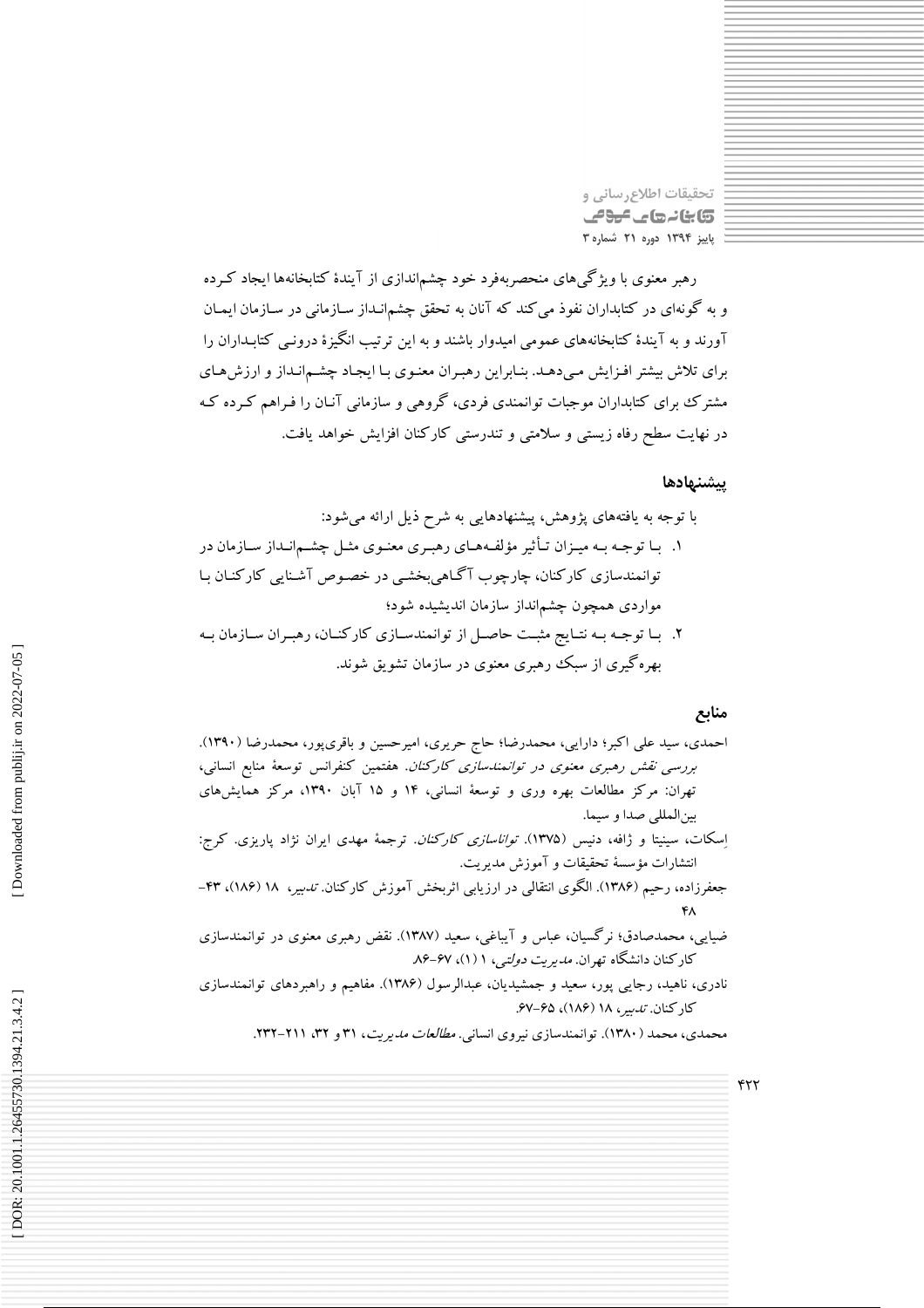رهبر معنوی با ویژگی‌های منحصربه‌فرد خود چشم‌اندازی از آیندهٔ کتابخانه‌ها ایجاد کرده و به گونه‌ای در کتابداران نفوذ می‌کند که آنان به تحقق چشم‌انداز سازمانی در سازمان ایمان آورند و به آیندهٔ کتابخانه‌های عمومی امیدوار باشند و به این ترتیب انگیزهٔ درونی کتابداران را برای تلاش بیشتر افزایش می‌دهد. بنابراین رهبران معنوی با ایجاد چشم‌انداز و ارزش‌های مشترک برای کتابداران موجبات توانمندی فردی، گروهی و سازمانی آنان را فراهم کرده که در نهایت سطح رفاه زیستی و سلامتی و تندرستی کارکنان افزایش خواهد یافت.

## پیشنهادها

با توجه به یافته‌های پژوهش، پیشنهادهایی به شرح ذیل ارائه می‌شود:

۱. با توجه به میزان تأثیر مؤلفه‌های رهبری معنوی مثل چشم‌انداز سازمان در توانمندسازی کارکنان، چارچوب آگاهی‌بخشی در خصوص آشنایی کارکنان با مواردی همچون چشم‌انداز سازمان اندیشیده شود؛

۲. با توجه به نتایج مثبت حاصل از توانمندسازی کارکنان، رهبران سازمان به بهره‌گیری از سبک رهبری معنوی در سازمان تشویق شوند.

## منابع

احمدی، سید علی اکبر؛ دارایی، محمدرضا؛ حاج حریری، امیرحسین و باقری‌پور، محمدرضا (۱۳۹۰). *بررسی نقش رهبری معنوی در توانمندسازی کارکنان*. هفتمین کنفرانس توسعهٔ منابع انسانی، تهران: مرکز مطالعات بهره وری و توسعهٔ انسانی، ۱۴ و ۱۵ آبان ۱۳۹۰، مرکز همایش‌های بین‌المللی صدا و سیما.

اِسکات، سینیتا و ژافه، دنیس (۱۳۷۵). *توانا‌سازی کارکنان*. ترجمهٔ مهدی ایران نژاد پاریزی. کرج: انتشارات مؤسسهٔ تحقیقات و آموزش مدیریت.

جعفرزاده، رحیم (۱۳۸۶). الگوی انتقالی در ارزیابی اثربخش آموزش کارکنان. *تدبیر*، ۱۸ (۱۸۶)، ۴۳-۴۸

ضیایی، محمدصادق؛ نرگسیان، عباس و آیباغی، سعید (۱۳۸۷). نقض رهبری معنوی در توانمندسازی کارکنان دانشگاه تهران. *مدیریت دولتی*، ۱ (۱)، ۶۷-۸۶

نادری، ناهید، رجایی پور، سعید و جمشیدیان، عبدالرسول (۱۳۸۶). مفاهیم و راهبردهای توانمندسازی کارکنان. *تدبیر*، ۱۸ (۱۸۶)، ۶۵-۶۷.

محمدی، محمد (۱۳۸۰). توانمندسازی نیروی انسانی. *مطالعات مدیریت*، ۳۱ و ۳۲، ۲۱۱-۲۳۲.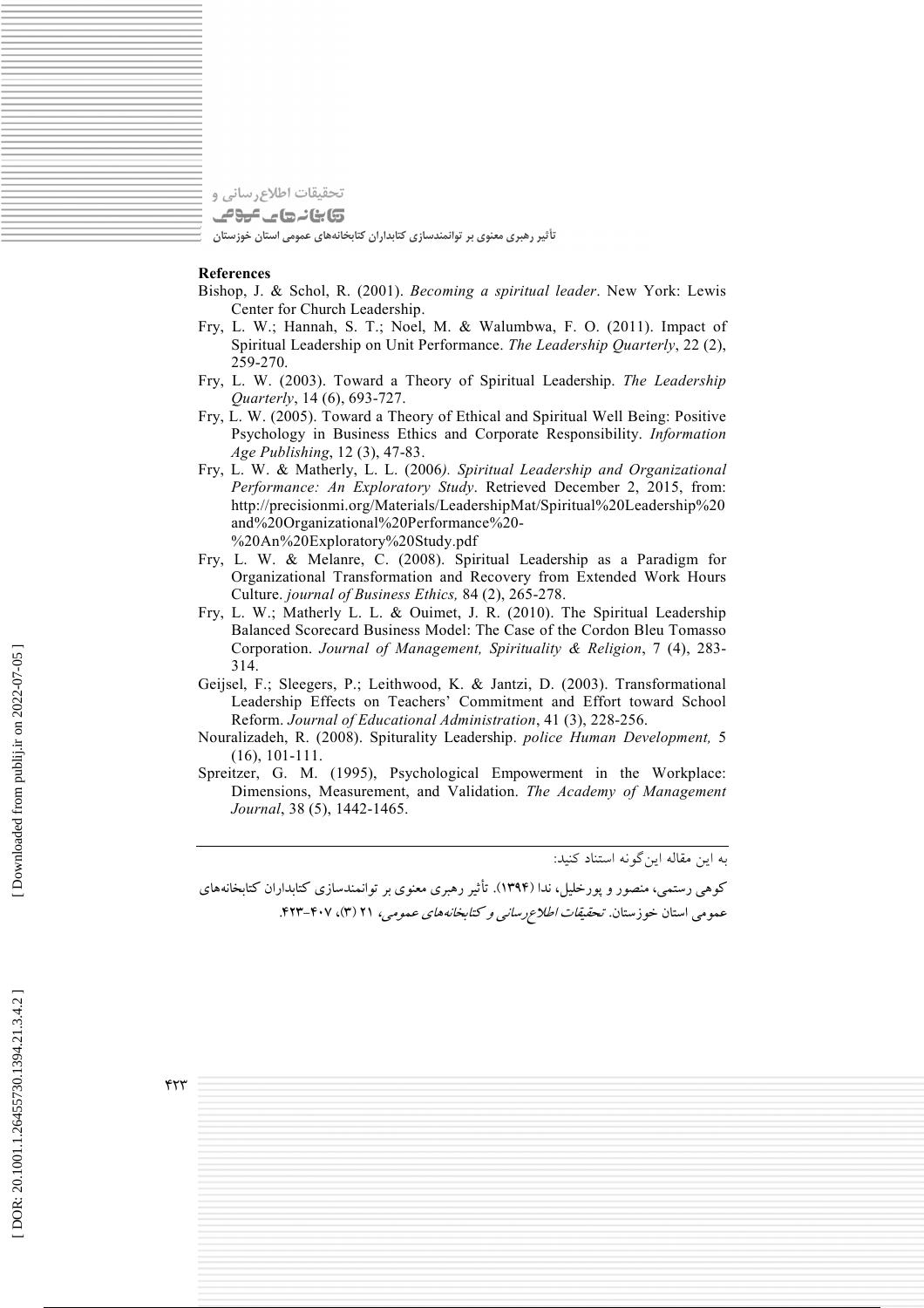## References

Bishop, J. & Schol, R. (2001). *Becoming a spiritual leader*. New York: Lewis Center for Church Leadership.

Fry, L. W.; Hannah, S. T.; Noel, M. & Walumbwa, F. O. (2011). Impact of Spiritual Leadership on Unit Performance. *The Leadership Quarterly*, 22 (2), 259-270.

Fry, L. W. (2003). Toward a Theory of Spiritual Leadership. *The Leadership Quarterly*, 14 (6), 693-727.

Fry, L. W. (2005). Toward a Theory of Ethical and Spiritual Well Being: Positive Psychology in Business Ethics and Corporate Responsibility. *Information Age Publishing*, 12 (3), 47-83.

Fry, L. W. & Matherly, L. L. (2006*). Spiritual Leadership and Organizational Performance: An Exploratory Study*. Retrieved December 2, 2015, from: http://precisionmi.org/Materials/LeadershipMat/Spiritual%20Leadership%20and%20Organizational%20Performance%20-%20An%20Exploratory%20Study.pdf

Fry, L. W. & Melanre, C. (2008). Spiritual Leadership as a Paradigm for Organizational Transformation and Recovery from Extended Work Hours Culture. *journal of Business Ethics,* 84 (2), 265-278.

Fry, L. W.; Matherly L. L. & Ouimet, J. R. (2010). The Spiritual Leadership Balanced Scorecard Business Model: The Case of the Cordon Bleu Tomasso Corporation. *Journal of Management, Spirituality & Religion*, 7 (4), 283-314.

Geijsel, F.; Sleegers, P.; Leithwood, K. & Jantzi, D. (2003). Transformational Leadership Effects on Teachers' Commitment and Effort toward School Reform. *Journal of Educational Administration*, 41 (3), 228-256.

Nouralizadeh, R. (2008). Spiturality Leadership. *police Human Development,* 5 (16), 101-111.

Spreitzer, G. M. (1995), Psychological Empowerment in the Workplace: Dimensions, Measurement, and Validation. *The Academy of Management Journal*, 38 (5), 1442-1465.

---

به این مقاله این‌گونه استناد کنید:

کوهی رستمی، منصور و پورخلیل، ندا (۱۳۹۴). تأثیر رهبری معنوی بر توانمندسازی کتابداران کتابخانه‌های عمومی استان خوزستان. *تحقیقات اطلاع‌رسانی و کتابخانه‌های عمومی*، ۲۱ (۳)، ۴۰۷-۴۲۳.